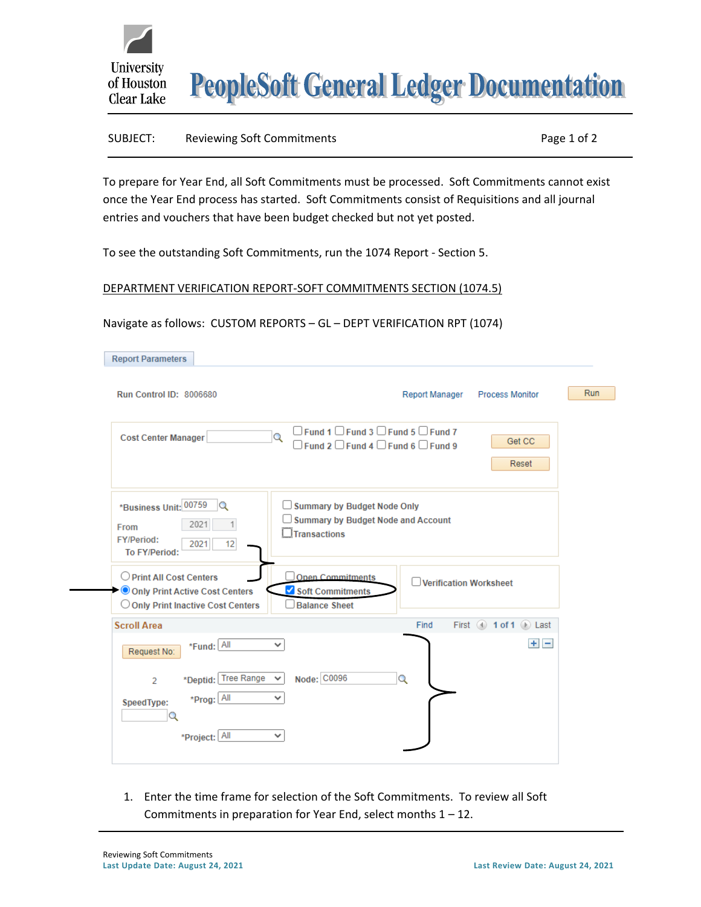# PeopleSoft General Ledger Documentation

University of Houston Clear Lake

SUBJECT: Reviewing Soft Commitments

To prepare for Year End, all Soft Commitments must be processed. Soft Commitments cannot exist once the Year End process has started. Soft Commitments consist of Requisitions and all journal entries and vouchers that have been budget checked but not yet posted.

To see the outstanding Soft Commitments, run the 1074 Report - Section 5.

DEPARTMENT VERIFICATION REPORT-SOFT COMMITMENTS SECTION (1074.5)

Navigate as follows: CUSTOM REPORTS – GL – DEPT VERIFICATION RPT (1074)

Report Parameters

Run Control ID: 8006680 Report Manager Process Monitor Run

Cost Center Manager [ ] Fund 1 Fund 3 Fund 5 Fund 7 Fund 2 Fund 4 Fund 6 Fund 9 Get CC Reset

*Business Unit: 00759
From FY/Period: 2021 1
To FY/Period: 2021 12

Summary by Budget Node Only
Summary by Budget Node and Account
Transactions

Print All Cost Centers
Only Print Active Cost Centers
Only Print Inactive Cost Centers

Open Commitments
Soft Commitments
Balance Sheet

Verification Worksheet

Scroll Area Find First 1 of 1 Last

Request No:
*Fund: All
2 *Deptid: Tree Range Node: C0096
SpeedType: *Prog: All
*Project: All

1. Enter the time frame for selection of the Soft Commitments. To review all Soft Commitments in preparation for Year End, select months 1 – 12.

Reviewing Soft Commitments
Last Update Date: August 24, 2021
Last Review Date: August 24, 2021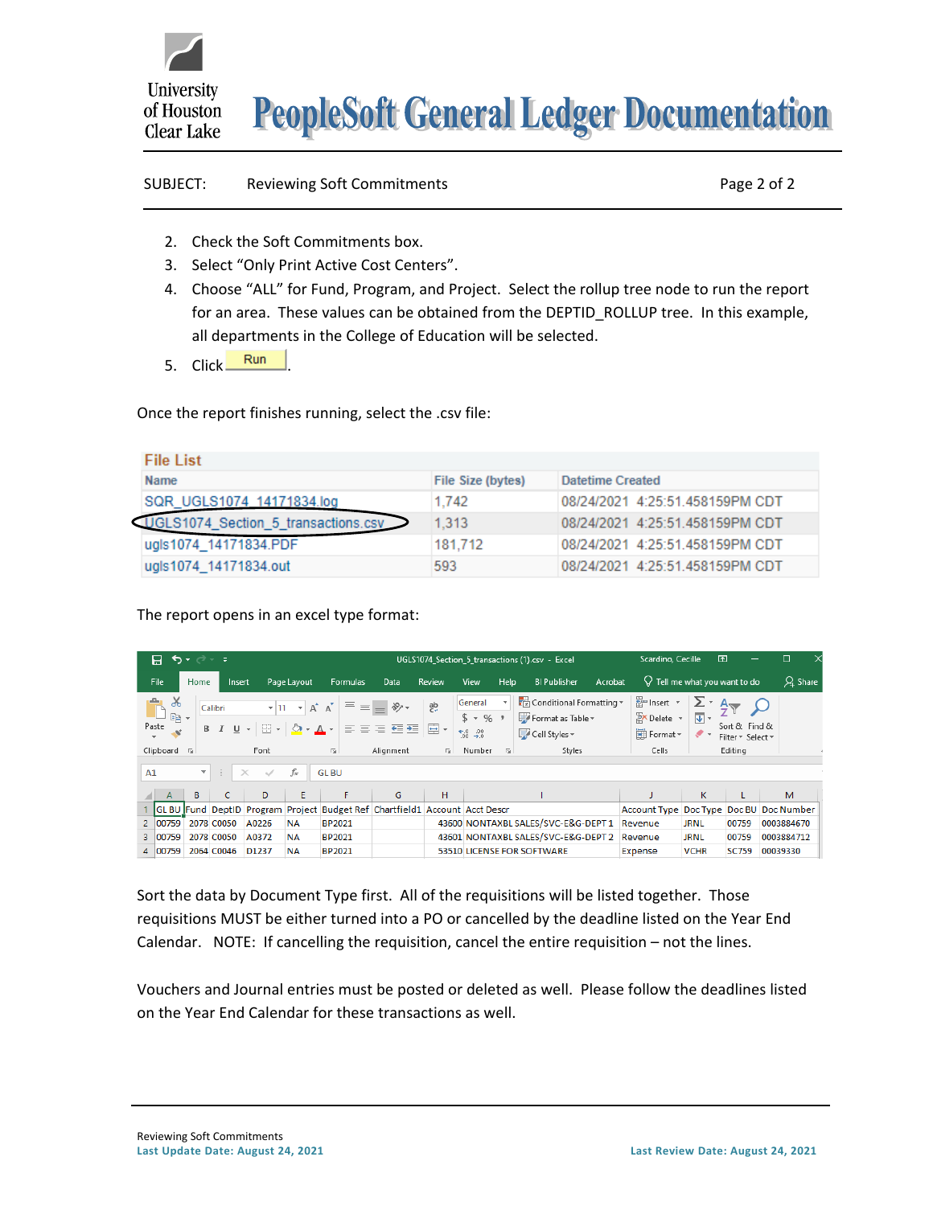2. Check the Soft Commitments box.
3. Select "Only Print Active Cost Centers".
4. Choose "ALL" for Fund, Program, and Project. Select the rollup tree node to run the report for an area. These values can be obtained from the DEPTID_ROLLUP tree. In this example, all departments in the College of Education will be selected.
5. Click Run.

Once the report finishes running, select the .csv file:

**File List**

| Name | File Size (bytes) | Datetime Created |
|---|---|---|
| SQR_UGLS1074_14171834.log | 1,742 | 08/24/2021 4:25:51.458159PM CDT |
| UGLS1074_Section_5_transactions.csv | 1,313 | 08/24/2021 4:25:51.458159PM CDT |
| ugls1074_14171834.PDF | 181,712 | 08/24/2021 4:25:51.458159PM CDT |
| ugls1074_14171834.out | 593 | 08/24/2021 4:25:51.458159PM CDT |

The report opens in an excel type format:

| GL BU | Fund | DeptID | Program | Project | Budget Ref | Chartfield1 | Account | Acct Descr | Account Type | Doc Type | Doc BU | Doc Number |
|---|---|---|---|---|---|---|---|---|---|---|---|---|
| 00759 | 2078 | C0050 | A0226 | NA | BP2021 | | 43600 | NONTAXBL SALES/SVC-E&G-DEPT 1 | Revenue | JRNL | 00759 | 0003884670 |
| 00759 | 2078 | C0050 | A0372 | NA | BP2021 | | 43601 | NONTAXBL SALES/SVC-E&G-DEPT 2 | Revenue | JRNL | 00759 | 0003884712 |
| 00759 | 2064 | C0046 | D1237 | NA | BP2021 | | 53510 | LICENSE FOR SOFTWARE | Expense | VCHR | SC759 | 00039330 |

Sort the data by Document Type first. All of the requisitions will be listed together. Those requisitions MUST be either turned into a PO or cancelled by the deadline listed on the Year End Calendar. NOTE: If cancelling the requisition, cancel the entire requisition – not the lines.

Vouchers and Journal entries must be posted or deleted as well. Please follow the deadlines listed on the Year End Calendar for these transactions as well.